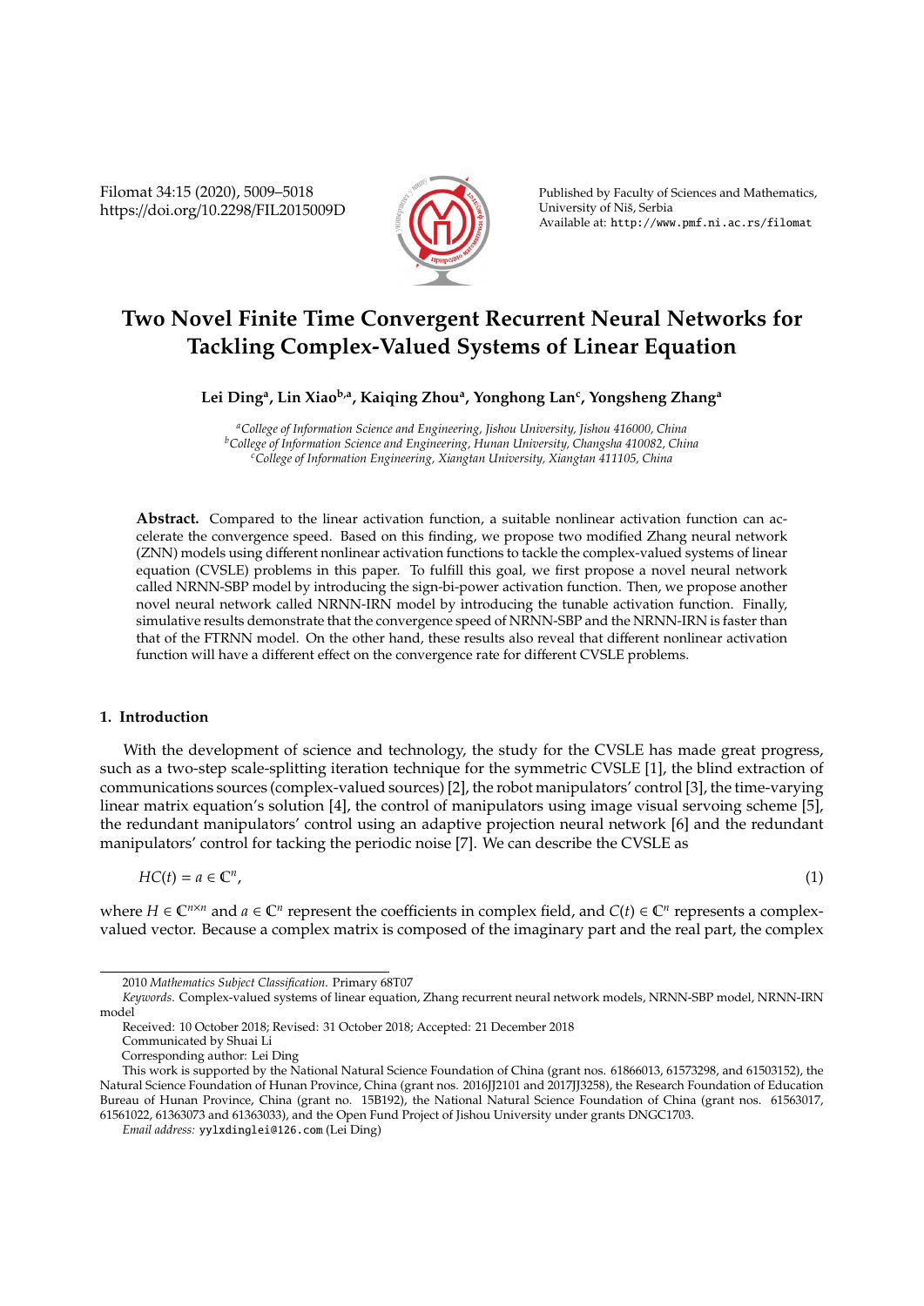# Two Novel Finite Time Convergent Recurrent Neural Networks for Tackling Complex-Valued Systems of Linear Equation

**Lei Ding[a], Lin Xiao[b,a], Kaiqing Zhou[a], Yonghong Lan[c], Yongsheng Zhang[a]**

[a]*College of Information Science and Engineering, Jishou University, Jishou 416000, China*
[b]*College of Information Science and Engineering, Hunan University, Changsha 410082, China*
[c]*College of Information Engineering, Xiangtan University, Xiangtan 411105, China*

**Abstract.** Compared to the linear activation function, a suitable nonlinear activation function can accelerate the convergence speed. Based on this finding, we propose two modified Zhang neural network (ZNN) models using different nonlinear activation functions to tackle the complex-valued systems of linear equation (CVSLE) problems in this paper. To fulfill this goal, we first propose a novel neural network called NRNN-SBP model by introducing the sign-bi-power activation function. Then, we propose another novel neural network called NRNN-IRN model by introducing the tunable activation function. Finally, simulative results demonstrate that the convergence speed of NRNN-SBP and the NRNN-IRN is faster than that of the FTRNN model. On the other hand, these results also reveal that different nonlinear activation function will have a different effect on the convergence rate for different CVSLE problems.

## 1. Introduction

With the development of science and technology, the study for the CVSLE has made great progress, such as a two-step scale-splitting iteration technique for the symmetric CVSLE [1], the blind extraction of communications sources (complex-valued sources) [2], the robot manipulators' control [3], the time-varying linear matrix equation's solution [4], the control of manipulators using image visual servoing scheme [5], the redundant manipulators' control using an adaptive projection neural network [6] and the redundant manipulators' control for tacking the periodic noise [7]. We can describe the CVSLE as

$$HC(t) = a \in \mathbb{C}^n, \tag{1}$$

where $H \in \mathbb{C}^{n\times n}$ and $a \in \mathbb{C}^n$ represent the coefficients in complex field, and $C(t) \in \mathbb{C}^n$ represents a complex-valued vector. Because a complex matrix is composed of the imaginary part and the real part, the complex

---

2010 *Mathematics Subject Classification*. Primary 68T07

*Keywords*. Complex-valued systems of linear equation, Zhang recurrent neural network models, NRNN-SBP model, NRNN-IRN model

Received: 10 October 2018; Revised: 31 October 2018; Accepted: 21 December 2018

Communicated by Shuai Li

Corresponding author: Lei Ding

This work is supported by the National Natural Science Foundation of China (grant nos. 61866013, 61573298, and 61503152), the Natural Science Foundation of Hunan Province, China (grant nos. 2016JJ2101 and 2017JJ3258), the Research Foundation of Education Bureau of Hunan Province, China (grant no. 15B192), the National Natural Science Foundation of China (grant nos. 61563017, 61561022, 61363073 and 61363033), and the Open Fund Project of Jishou University under grants DNGC1703.

*Email address:* yylxdinglei@126.com (Lei Ding)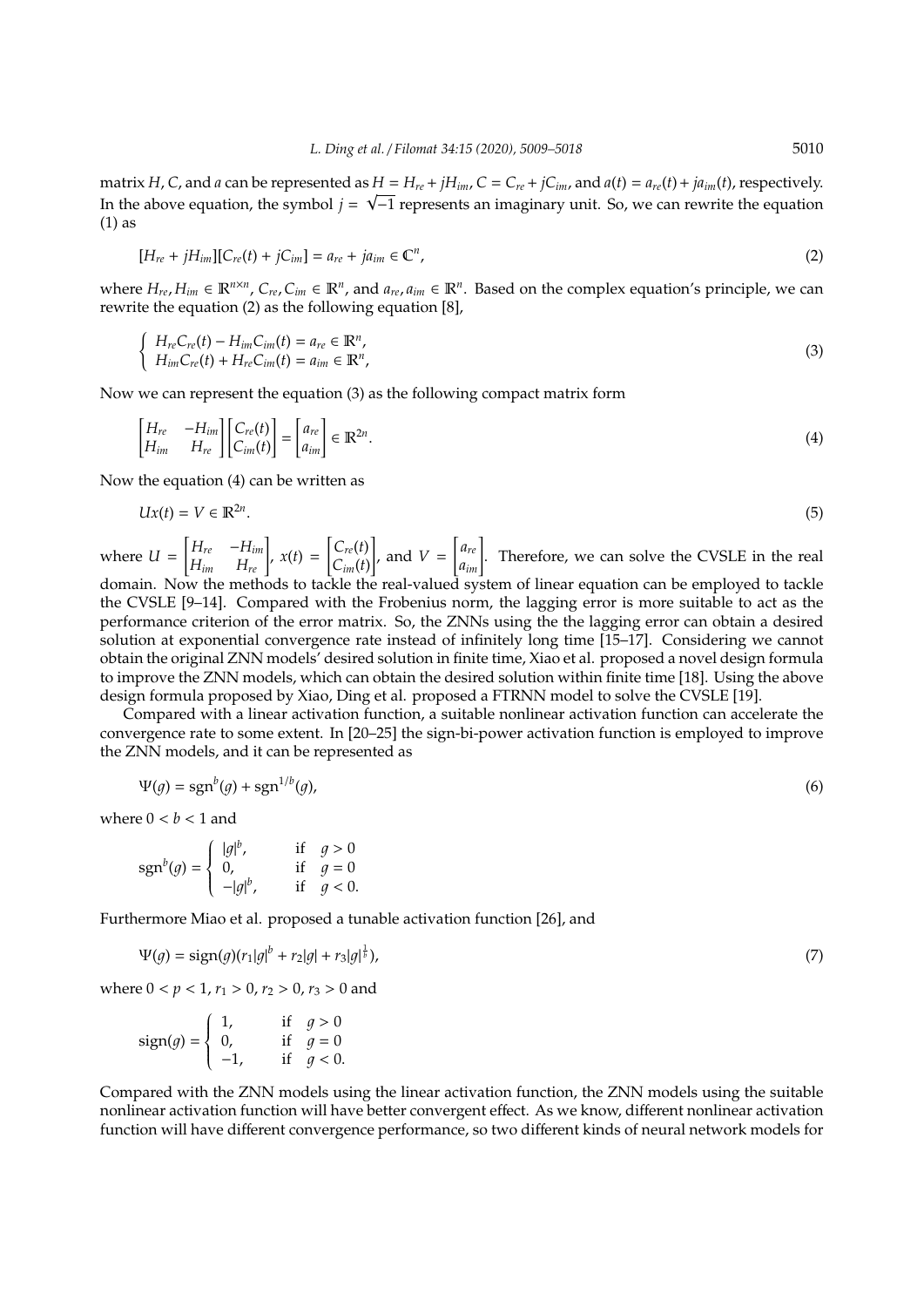matrix $H$, $C$, and $a$ can be represented as $H = H_{re} + jH_{im}$, $C = C_{re} + jC_{im}$, and $a(t) = a_{re}(t) + ja_{im}(t)$, respectively. In the above equation, the symbol $j = \sqrt{-1}$ represents an imaginary unit. So, we can rewrite the equation (1) as

$$[H_{re} + jH_{im}][C_{re}(t) + jC_{im}] = a_{re} + ja_{im} \in \mathbb{C}^n, \tag{2}$$

where $H_{re}, H_{im} \in \mathbb{R}^{n\times n}$, $C_{re}, C_{im} \in \mathbb{R}^n$, and $a_{re}, a_{im} \in \mathbb{R}^n$. Based on the complex equation's principle, we can rewrite the equation (2) as the following equation [8],

$$\begin{cases} H_{re}C_{re}(t) - H_{im}C_{im}(t) = a_{re} \in \mathbb{R}^n, \\ H_{im}C_{re}(t) + H_{re}C_{im}(t) = a_{im} \in \mathbb{R}^n, \end{cases} \tag{3}$$

Now we can represent the equation (3) as the following compact matrix form

$$\begin{bmatrix} H_{re} & -H_{im} \\ H_{im} & H_{re} \end{bmatrix} \begin{bmatrix} C_{re}(t) \\ C_{im}(t) \end{bmatrix} = \begin{bmatrix} a_{re} \\ a_{im} \end{bmatrix} \in \mathbb{R}^{2n}. \tag{4}$$

Now the equation (4) can be written as

$$Ux(t) = V \in \mathbb{R}^{2n}. \tag{5}$$

where $U = \begin{bmatrix} H_{re} & -H_{im} \\ H_{im} & H_{re} \end{bmatrix}$, $x(t) = \begin{bmatrix} C_{re}(t) \\ C_{im}(t) \end{bmatrix}$, and $V = \begin{bmatrix} a_{re} \\ a_{im} \end{bmatrix}$. Therefore, we can solve the CVSLE in the real domain. Now the methods to tackle the real-valued system of linear equation can be employed to tackle the CVSLE [9–14]. Compared with the Frobenius norm, the lagging error is more suitable to act as the performance criterion of the error matrix. So, the ZNNs using the the lagging error can obtain a desired solution at exponential convergence rate instead of infinitely long time [15–17]. Considering we cannot obtain the original ZNN models' desired solution in finite time, Xiao et al. proposed a novel design formula to improve the ZNN models, which can obtain the desired solution within finite time [18]. Using the above design formula proposed by Xiao, Ding et al. proposed a FTRNN model to solve the CVSLE [19].

Compared with a linear activation function, a suitable nonlinear activation function can accelerate the convergence rate to some extent. In [20–25] the sign-bi-power activation function is employed to improve the ZNN models, and it can be represented as

$$\Psi(g) = \text{sgn}^b(g) + \text{sgn}^{1/b}(g), \tag{6}$$

where $0 < b < 1$ and

$$\text{sgn}^b(g) = \begin{cases} |g|^b, & \text{if} \quad g > 0 \\ 0, & \text{if} \quad g = 0 \\ -|g|^b, & \text{if} \quad g < 0. \end{cases}$$

Furthermore Miao et al. proposed a tunable activation function [26], and

$$\Psi(g) = \text{sign}(g)(r_1|g|^b + r_2|g| + r_3|g|^{\frac{1}{b}}), \tag{7}$$

where $0 < p < 1$, $r_1 > 0$, $r_2 > 0$, $r_3 > 0$ and

$$\text{sign}(g) = \begin{cases} 1, & \text{if} \quad g > 0 \\ 0, & \text{if} \quad g = 0 \\ -1, & \text{if} \quad g < 0. \end{cases}$$

Compared with the ZNN models using the linear activation function, the ZNN models using the suitable nonlinear activation function will have better convergent effect. As we know, different nonlinear activation function will have different convergence performance, so two different kinds of neural network models for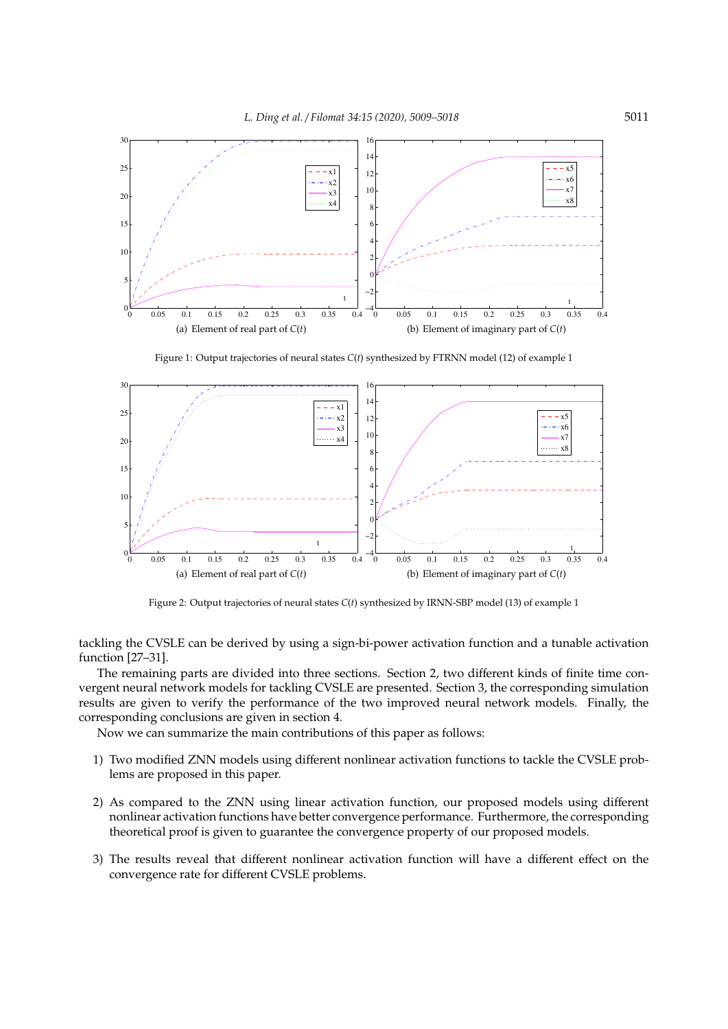(a) Element of real part of $C(t)$

(b) Element of imaginary part of $C(t)$

Figure 1: Output trajectories of neural states $C(t)$ synthesized by FTRNN model (12) of example 1

(a) Element of real part of $C(t)$

(b) Element of imaginary part of $C(t)$

Figure 2: Output trajectories of neural states $C(t)$ synthesized by IRNN-SBP model (13) of example 1

tackling the CVSLE can be derived by using a sign-bi-power activation function and a tunable activation function [27–31].

The remaining parts are divided into three sections. Section 2, two different kinds of finite time convergent neural network models for tackling CVSLE are presented. Section 3, the corresponding simulation results are given to verify the performance of the two improved neural network models. Finally, the corresponding conclusions are given in section 4.

Now we can summarize the main contributions of this paper as follows:

1) Two modified ZNN models using different nonlinear activation functions to tackle the CVSLE problems are proposed in this paper.

2) As compared to the ZNN using linear activation function, our proposed models using different nonlinear activation functions have better convergence performance. Furthermore, the corresponding theoretical proof is given to guarantee the convergence property of our proposed models.

3) The results reveal that different nonlinear activation function will have a different effect on the convergence rate for different CVSLE problems.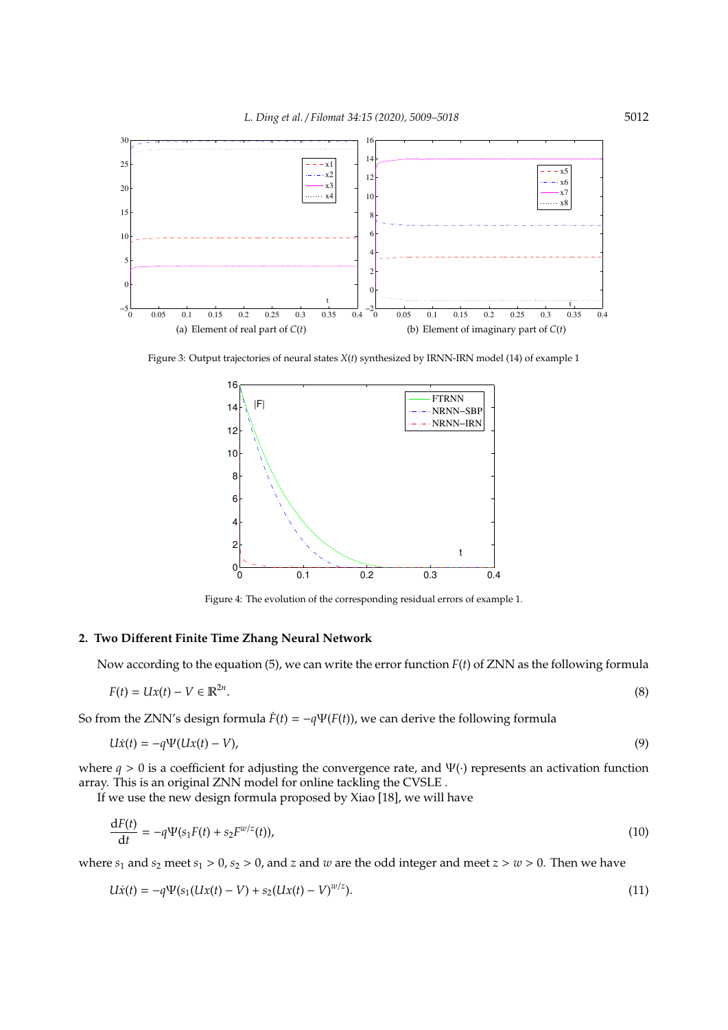Figure 3: Output trajectories of neural states $X(t)$ synthesized by IRNN-IRN model (14) of example 1

(a) Element of real part of $C(t)$

(b) Element of imaginary part of $C(t)$

Figure 4: The evolution of the corresponding residual errors of example 1.

## 2. Two Different Finite Time Zhang Neural Network

Now according to the equation (5), we can write the error function $F(t)$ of ZNN as the following formula

$$F(t) = Ux(t) - V \in \mathbb{R}^{2n}. \tag{8}$$

So from the ZNN's design formula $\dot{F}(t) = -q\Psi(F(t))$, we can derive the following formula

$$U\dot{x}(t) = -q\Psi(Ux(t) - V), \tag{9}$$

where $q > 0$ is a coefficient for adjusting the convergence rate, and $\Psi(\cdot)$ represents an activation function array. This is an original ZNN model for online tackling the CVSLE .

If we use the new design formula proposed by Xiao [18], we will have

$$\frac{\mathrm{d}F(t)}{\mathrm{d}t} = -q\Psi(s_1 F(t) + s_2 F^{w/z}(t)), \tag{10}$$

where $s_1$ and $s_2$ meet $s_1 > 0$, $s_2 > 0$, and $z$ and $w$ are the odd integer and meet $z > w > 0$. Then we have

$$U\dot{x}(t) = -q\Psi(s_1(Ux(t) - V) + s_2(Ux(t) - V)^{w/z}). \tag{11}$$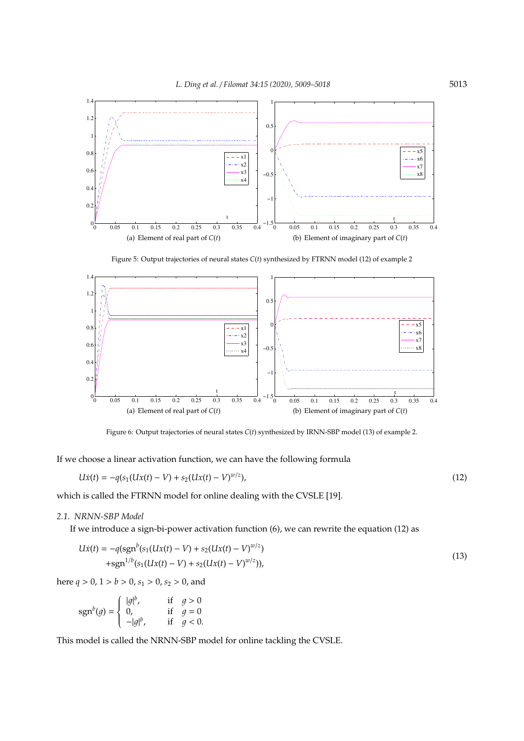(a) Element of real part of $C(t)$

(b) Element of imaginary part of $C(t)$

Figure 5: Output trajectories of neural states $C(t)$ synthesized by FTRNN model (12) of example 2

(a) Element of real part of $C(t)$

(b) Element of imaginary part of $C(t)$

Figure 6: Output trajectories of neural states $C(t)$ synthesized by IRNN-SBP model (13) of example 2.

If we choose a linear activation function, we can have the following formula

$$U\dot{x}(t) = -q(s_1(Ux(t) - V) + s_2(Ux(t) - V)^{w/z}), \tag{12}$$

which is called the FTRNN model for online dealing with the CVSLE [19].

### 2.1. NRNN-SBP Model

If we introduce a sign-bi-power activation function (6), we can rewrite the equation (12) as

$$\begin{aligned} U\dot{x}(t) = &-q(\text{sgn}^b(s_1(Ux(t) - V) + s_2(Ux(t) - V)^{w/z}) \\ &+\text{sgn}^{1/b}(s_1(Ux(t) - V) + s_2(Ux(t) - V)^{w/z})), \end{aligned} \tag{13}$$

here $q > 0$, $1 > b > 0$, $s_1 > 0$, $s_2 > 0$, and

$$\text{sgn}^b(g) = \begin{cases} |g|^b, & \text{if} \quad g > 0 \\ 0, & \text{if} \quad g = 0 \\ -|g|^b, & \text{if} \quad g < 0. \end{cases}$$

This model is called the NRNN-SBP model for online tackling the CVSLE.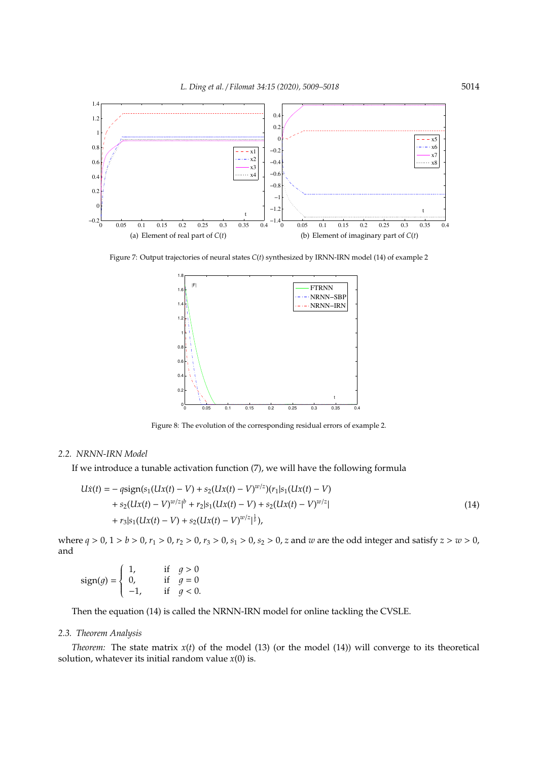(a) Element of real part of $C(t)$

(b) Element of imaginary part of $C(t)$

Figure 7: Output trajectories of neural states $C(t)$ synthesized by IRNN-IRN model (14) of example 2

Figure 8: The evolution of the corresponding residual errors of example 2.

### 2.2. NRNN-IRN Model

If we introduce a tunable activation function (7), we will have the following formula

$$
\begin{aligned}
U\dot{x}(t) = & -q\text{sign}(s_1(Ux(t)-V)+s_2(Ux(t)-V)^{w/z})(r_1|s_1(Ux(t)-V) \\
& + s_2(Ux(t)-V)^{w/z}|^b + r_2|s_1(Ux(t)-V)+s_2(Ux(t)-V)^{w/z}| \\
& + r_3|s_1(Ux(t)-V)+s_2(Ux(t)-V)^{w/z}|^{\frac{1}{b}}),
\end{aligned}
\tag{14}
$$

where $q > 0$, $1 > b > 0$, $r_1 > 0$, $r_2 > 0$, $r_3 > 0$, $s_1 > 0$, $s_2 > 0$, $z$ and $w$ are the odd integer and satisfy $z > w > 0$, and

$$
\text{sign}(g) = \begin{cases} 1, & \text{if} \quad g > 0 \\ 0, & \text{if} \quad g = 0 \\ -1, & \text{if} \quad g < 0. \end{cases}
$$

Then the equation (14) is called the NRNN-IRN model for online tackling the CVSLE.

### 2.3. Theorem Analysis

*Theorem:* The state matrix $x(t)$ of the model (13) (or the model (14)) will converge to its theoretical solution, whatever its initial random value $x(0)$ is.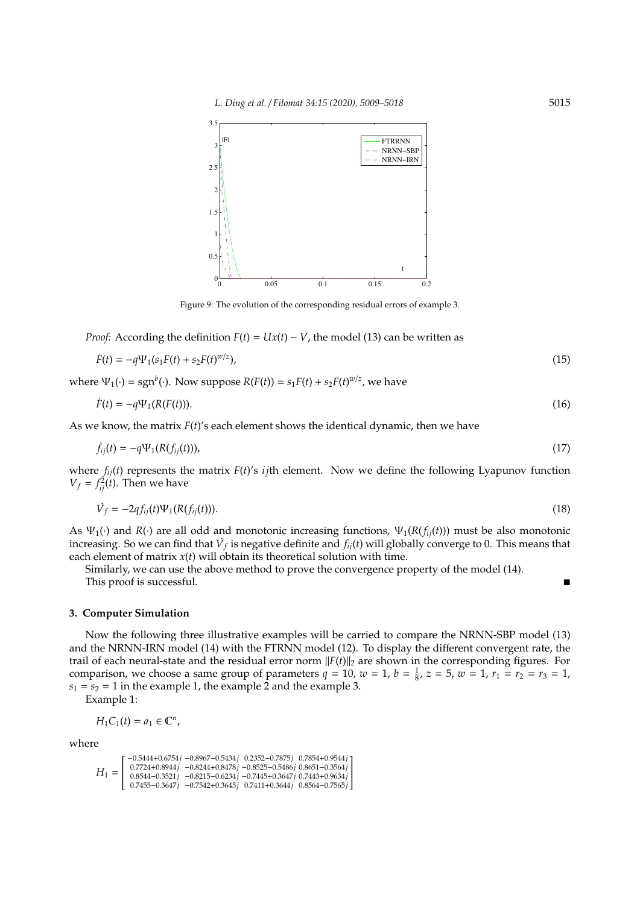Figure 9: The evolution of the corresponding residual errors of example 3.

*Proof:* According the definition $F(t) = Ux(t) - V$, the model (13) can be written as

$$\dot{F}(t) = -q\Psi_1(s_1F(t) + s_2F(t)^{w/z}), \tag{15}$$

where $\Psi_1(\cdot) = \text{sgn}^b(\cdot)$. Now suppose $R(F(t)) = s_1F(t) + s_2F(t)^{w/z}$, we have

$$\dot{F}(t) = -q\Psi_1(R(F(t))). \tag{16}$$

As we know, the matrix $F(t)$'s each element shows the identical dynamic, then we have

$$\dot{f}_{ij}(t) = -q\Psi_1(R(f_{ij}(t))), \tag{17}$$

where $f_{ij}(t)$ represents the matrix $F(t)$'s $ij$th element. Now we define the following Lyapunov function $V_f = f_{ij}^2(t)$. Then we have

$$\dot{V}_f = -2qf_{ij}(t)\Psi_1(R(f_{ij}(t))). \tag{18}$$

As $\Psi_1(\cdot)$ and $R(\cdot)$ are all odd and monotonic increasing functions, $\Psi_1(R(f_{ij}(t)))$ must be also monotonic increasing. So we can find that $\dot{V}_f$ is negative definite and $f_{ij}(t)$ will globally converge to 0. This means that each element of matrix $x(t)$ will obtain its theoretical solution with time.

Similarly, we can use the above method to prove the convergence property of the model (14).

This proof is successful. ∎

## 3. Computer Simulation

Now the following three illustrative examples will be carried to compare the NRNN-SBP model (13) and the NRNN-IRN model (14) with the FTRNN model (12). To display the different convergent rate, the trail of each neural-state and the residual error norm $\|F(t)\|_2$ are shown in the corresponding figures. For comparison, we choose a same group of parameters $q = 10$, $w = 1$, $b = \frac{1}{8}$, $z = 5$, $w = 1$, $r_1 = r_2 = r_3 = 1$, $s_1 = s_2 = 1$ in the example 1, the example 2 and the example 3.

Example 1:

$$H_1C_1(t) = a_1 \in \mathbb{C}^n,$$

where

$$H_1 = \begin{bmatrix} -0.5444+0.6754j & -0.8967-0.5434j & 0.2352-0.7875j & 0.7854+0.9544j \\ 0.7724+0.8944j & -0.8244+0.8478j & -0.8525-0.5486j & 0.8651-0.3564j \\ 0.8544-0.3521j & -0.8215-0.6234j & -0.7445+0.3647j & 0.7443+0.9634j \\ 0.7455-0.3647j & -0.7542+0.3645j & 0.7411+0.3644j & 0.8564-0.7565j \end{bmatrix}$$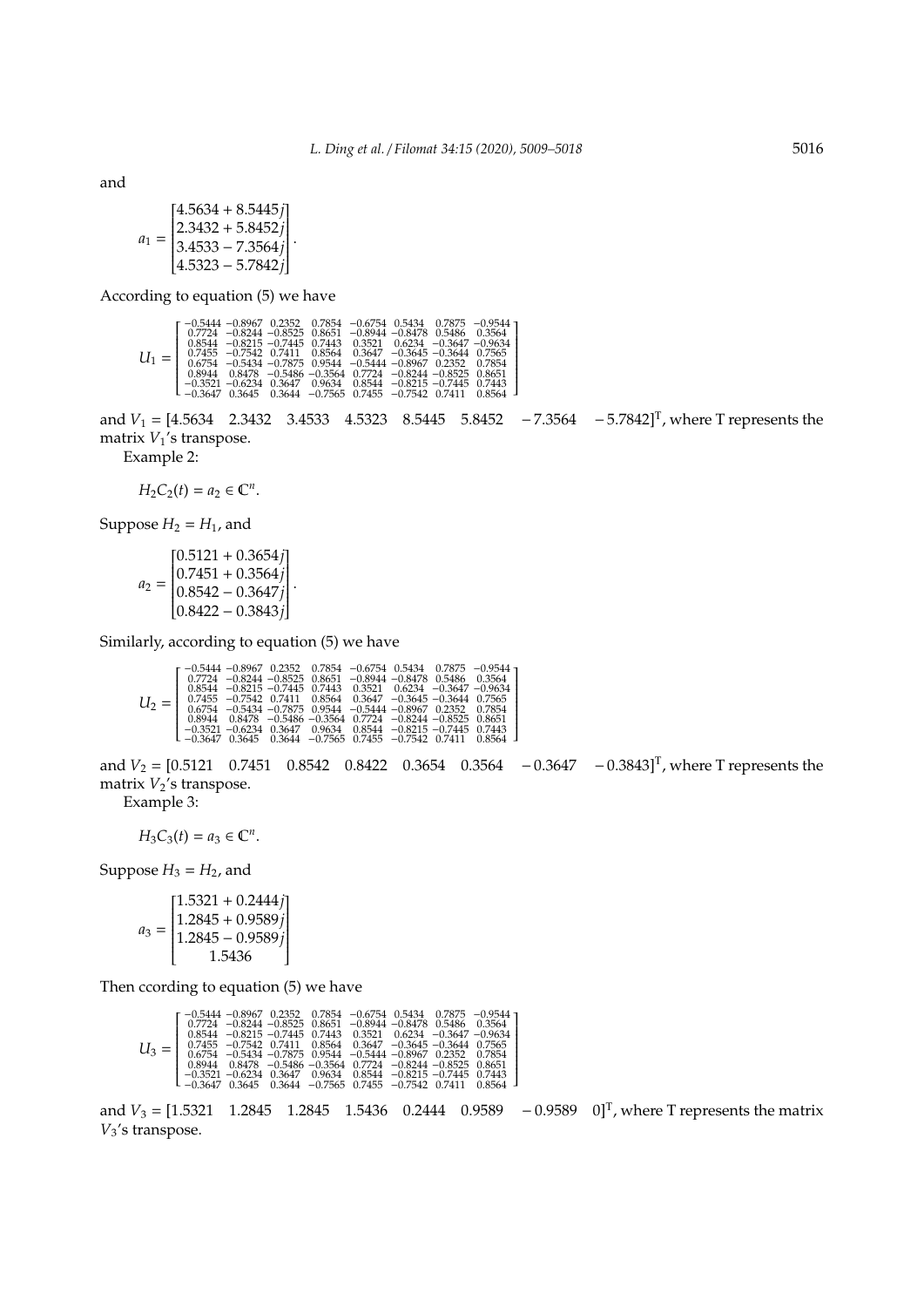and

$$a_1 = \begin{bmatrix} 4.5634 + 8.5445j \\ 2.3432 + 5.8452j \\ 3.4533 - 7.3564j \\ 4.5323 - 5.7842j \end{bmatrix}.$$

According to equation (5) we have

$$U_1 = \begin{bmatrix} -0.5444 & -0.8967 & 0.2352 & 0.7854 & -0.6754 & 0.5434 & 0.7875 & -0.9544 \\ 0.7724 & -0.8244 & -0.8525 & 0.8651 & -0.8944 & -0.8478 & 0.5486 & 0.3564 \\ 0.8544 & -0.8215 & -0.7445 & 0.7443 & 0.3521 & 0.6234 & -0.3647 & -0.9634 \\ 0.7455 & -0.7542 & 0.7411 & 0.8564 & 0.3647 & -0.3645 & -0.3644 & 0.7565 \\ 0.6754 & -0.5434 & -0.7875 & 0.9544 & -0.5444 & -0.8967 & 0.2352 & 0.7854 \\ 0.8944 & 0.8478 & -0.5486 & -0.3564 & 0.7724 & -0.8244 & -0.8525 & 0.8651 \\ -0.3521 & -0.6234 & 0.3647 & 0.9634 & 0.8544 & -0.8215 & -0.7445 & 0.7443 \\ -0.3647 & 0.3645 & 0.3644 & -0.7565 & 0.7455 & -0.7542 & 0.7411 & 0.8564 \end{bmatrix}$$

and $V_1 = [4.5634 \quad 2.3432 \quad 3.4533 \quad 4.5323 \quad 8.5445 \quad 5.8452 \quad -7.3564 \quad -5.7842]^{\mathrm{T}}$, where T represents the matrix $V_1$'s transpose.

Example 2:

$$H_2C_2(t) = a_2 \in \mathbb{C}^n.$$

Suppose $H_2 = H_1$, and

$$a_2 = \begin{bmatrix} 0.5121 + 0.3654j \\ 0.7451 + 0.3564j \\ 0.8542 - 0.3647j \\ 0.8422 - 0.3843j \end{bmatrix}.$$

Similarly, according to equation (5) we have

$$U_2 = \begin{bmatrix} -0.5444 & -0.8967 & 0.2352 & 0.7854 & -0.6754 & 0.5434 & 0.7875 & -0.9544 \\ 0.7724 & -0.8244 & -0.8525 & 0.8651 & -0.8944 & -0.8478 & 0.5486 & 0.3564 \\ 0.8544 & -0.8215 & -0.7445 & 0.7443 & 0.3521 & 0.6234 & -0.3647 & -0.9634 \\ 0.7455 & -0.7542 & 0.7411 & 0.8564 & 0.3647 & -0.3645 & -0.3644 & 0.7565 \\ 0.6754 & -0.5434 & -0.7875 & 0.9544 & -0.5444 & -0.8967 & 0.2352 & 0.7854 \\ 0.8944 & 0.8478 & -0.5486 & -0.3564 & 0.7724 & -0.8244 & -0.8525 & 0.8651 \\ -0.3521 & -0.6234 & 0.3647 & 0.9634 & 0.8544 & -0.8215 & -0.7445 & 0.7443 \\ -0.3647 & 0.3645 & 0.3644 & -0.7565 & 0.7455 & -0.7542 & 0.7411 & 0.8564 \end{bmatrix}$$

and $V_2 = [0.5121 \quad 0.7451 \quad 0.8542 \quad 0.8422 \quad 0.3654 \quad 0.3564 \quad -0.3647 \quad -0.3843]^{\mathrm{T}}$, where T represents the matrix $V_2$'s transpose.

Example 3:

$$H_3C_3(t) = a_3 \in \mathbb{C}^n.$$

Suppose $H_3 = H_2$, and

$$a_3 = \begin{bmatrix} 1.5321 + 0.2444j \\ 1.2845 + 0.9589j \\ 1.2845 - 0.9589j \\ 1.5436 \end{bmatrix}$$

Then ccording to equation (5) we have

$$U_3 = \begin{bmatrix} -0.5444 & -0.8967 & 0.2352 & 0.7854 & -0.6754 & 0.5434 & 0.7875 & -0.9544 \\ 0.7724 & -0.8244 & -0.8525 & 0.8651 & -0.8944 & -0.8478 & 0.5486 & 0.3564 \\ 0.8544 & -0.8215 & -0.7445 & 0.7443 & 0.3521 & 0.6234 & -0.3647 & -0.9634 \\ 0.7455 & -0.7542 & 0.7411 & 0.8564 & 0.3647 & -0.3645 & -0.3644 & 0.7565 \\ 0.6754 & -0.5434 & -0.7875 & 0.9544 & -0.5444 & -0.8967 & 0.2352 & 0.7854 \\ 0.8944 & 0.8478 & -0.5486 & -0.3564 & 0.7724 & -0.8244 & -0.8525 & 0.8651 \\ -0.3521 & -0.6234 & 0.3647 & 0.9634 & 0.8544 & -0.8215 & -0.7445 & 0.7443 \\ -0.3647 & 0.3645 & 0.3644 & -0.7565 & 0.7455 & -0.7542 & 0.7411 & 0.8564 \end{bmatrix}$$

and $V_3 = [1.5321 \quad 1.2845 \quad 1.2845 \quad 1.5436 \quad 0.2444 \quad 0.9589 \quad -0.9589 \quad 0]^{\mathrm{T}}$, where T represents the matrix $V_3$'s transpose.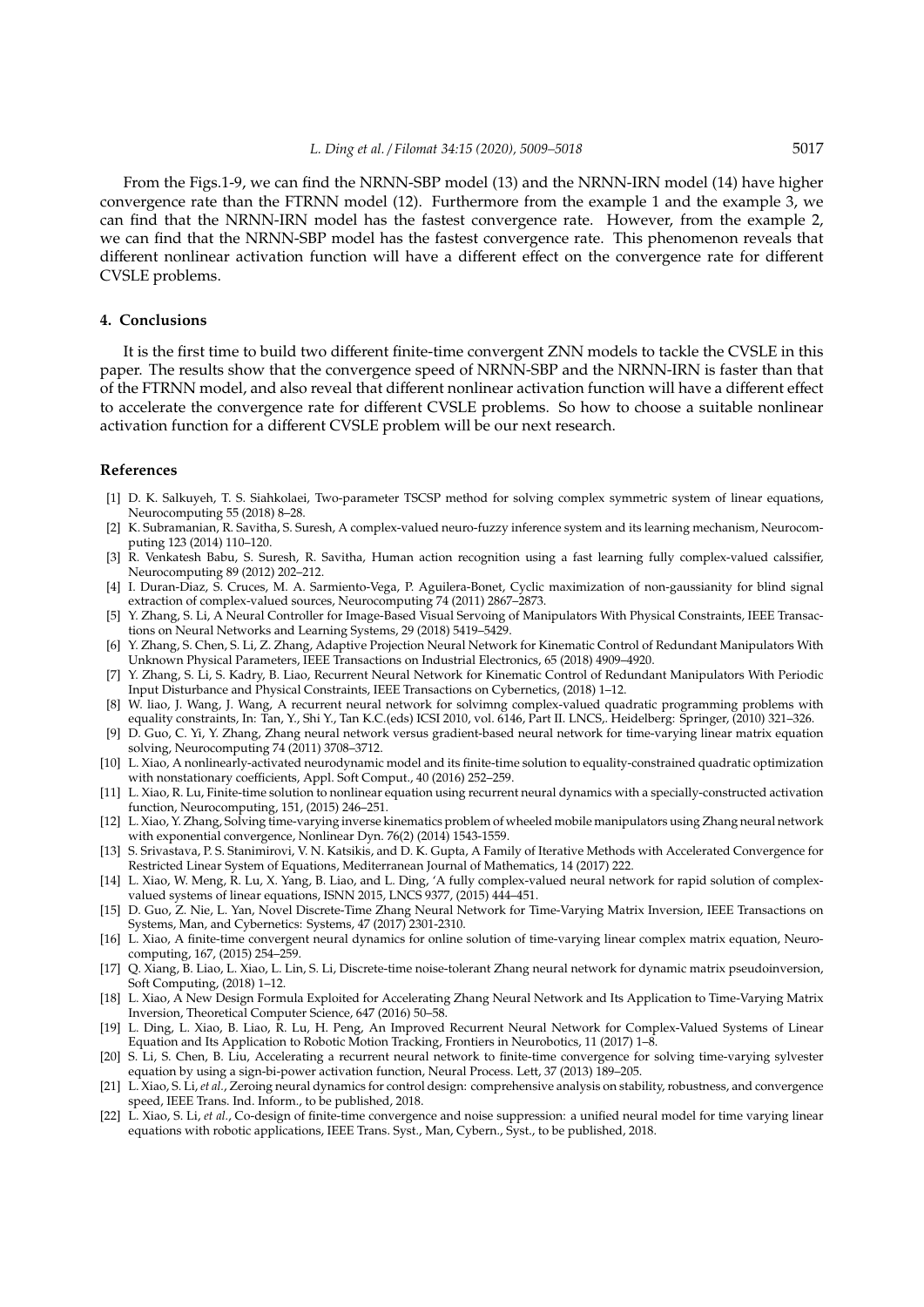From the Figs.1-9, we can find the NRNN-SBP model (13) and the NRNN-IRN model (14) have higher convergence rate than the FTRNN model (12). Furthermore from the example 1 and the example 3, we can find that the NRNN-IRN model has the fastest convergence rate. However, from the example 2, we can find that the NRNN-SBP model has the fastest convergence rate. This phenomenon reveals that different nonlinear activation function will have a different effect on the convergence rate for different CVSLE problems.

## 4. Conclusions

It is the first time to build two different finite-time convergent ZNN models to tackle the CVSLE in this paper. The results show that the convergence speed of NRNN-SBP and the NRNN-IRN is faster than that of the FTRNN model, and also reveal that different nonlinear activation function will have a different effect to accelerate the convergence rate for different CVSLE problems. So how to choose a suitable nonlinear activation function for a different CVSLE problem will be our next research.

## References

- [1] D. K. Salkuyeh, T. S. Siahkolaei, Two-parameter TSCSP method for solving complex symmetric system of linear equations, Neurocomputing 55 (2018) 8–28.
- [2] K. Subramanian, R. Savitha, S. Suresh, A complex-valued neuro-fuzzy inference system and its learning mechanism, Neurocomputing 123 (2014) 110–120.
- [3] R. Venkatesh Babu, S. Suresh, R. Savitha, Human action recognition using a fast learning fully complex-valued calssifier, Neurocomputing 89 (2012) 202–212.
- [4] I. Duran-Diaz, S. Cruces, M. A. Sarmiento-Vega, P. Aguilera-Bonet, Cyclic maximization of non-gaussianity for blind signal extraction of complex-valued sources, Neurocomputing 74 (2011) 2867–2873.
- [5] Y. Zhang, S. Li, A Neural Controller for Image-Based Visual Servoing of Manipulators With Physical Constraints, IEEE Transactions on Neural Networks and Learning Systems, 29 (2018) 5419–5429.
- [6] Y. Zhang, S. Chen, S. Li, Z. Zhang, Adaptive Projection Neural Network for Kinematic Control of Redundant Manipulators With Unknown Physical Parameters, IEEE Transactions on Industrial Electronics, 65 (2018) 4909–4920.
- [7] Y. Zhang, S. Li, S. Kadry, B. Liao, Recurrent Neural Network for Kinematic Control of Redundant Manipulators With Periodic Input Disturbance and Physical Constraints, IEEE Transactions on Cybernetics, (2018) 1–12.
- [8] W. liao, J. Wang, J. Wang, A recurrent neural network for solvimng complex-valued quadratic programming problems with equality constraints, In: Tan, Y., Shi Y., Tan K.C.(eds) ICSI 2010, vol. 6146, Part II. LNCS,. Heidelberg: Springer, (2010) 321–326.
- [9] D. Guo, C. Yi, Y. Zhang, Zhang neural network versus gradient-based neural network for time-varying linear matrix equation solving, Neurocomputing 74 (2011) 3708–3712.
- [10] L. Xiao, A nonlinearly-activated neurodynamic model and its finite-time solution to equality-constrained quadratic optimization with nonstationary coefficients, Appl. Soft Comput., 40 (2016) 252–259.
- [11] L. Xiao, R. Lu, Finite-time solution to nonlinear equation using recurrent neural dynamics with a specially-constructed activation function, Neurocomputing, 151, (2015) 246–251.
- [12] L. Xiao, Y. Zhang, Solving time-varying inverse kinematics problem of wheeled mobile manipulators using Zhang neural network with exponential convergence, Nonlinear Dyn. 76(2) (2014) 1543-1559.
- [13] S. Srivastava, P. S. Stanimirovi, V. N. Katsikis, and D. K. Gupta, A Family of Iterative Methods with Accelerated Convergence for Restricted Linear System of Equations, Mediterranean Journal of Mathematics, 14 (2017) 222.
- [14] L. Xiao, W. Meng, R. Lu, X. Yang, B. Liao, and L. Ding, 'A fully complex-valued neural network for rapid solution of complex-valued systems of linear equations, ISNN 2015, LNCS 9377, (2015) 444–451.
- [15] D. Guo, Z. Nie, L. Yan, Novel Discrete-Time Zhang Neural Network for Time-Varying Matrix Inversion, IEEE Transactions on Systems, Man, and Cybernetics: Systems, 47 (2017) 2301-2310.
- [16] L. Xiao, A finite-time convergent neural dynamics for online solution of time-varying linear complex matrix equation, Neurocomputing, 167, (2015) 254–259.
- [17] Q. Xiang, B. Liao, L. Xiao, L. Lin, S. Li, Discrete-time noise-tolerant Zhang neural network for dynamic matrix pseudoinversion, Soft Computing, (2018) 1–12.
- [18] L. Xiao, A New Design Formula Exploited for Accelerating Zhang Neural Network and Its Application to Time-Varying Matrix Inversion, Theoretical Computer Science, 647 (2016) 50–58.
- [19] L. Ding, L. Xiao, B. Liao, R. Lu, H. Peng, An Improved Recurrent Neural Network for Complex-Valued Systems of Linear Equation and Its Application to Robotic Motion Tracking, Frontiers in Neurobotics, 11 (2017) 1–8.
- [20] S. Li, S. Chen, B. Liu, Accelerating a recurrent neural network to finite-time convergence for solving time-varying sylvester equation by using a sign-bi-power activation function, Neural Process. Lett, 37 (2013) 189–205.
- [21] L. Xiao, S. Li, *et al.*, Zeroing neural dynamics for control design: comprehensive analysis on stability, robustness, and convergence speed, IEEE Trans. Ind. Inform., to be published, 2018.
- [22] L. Xiao, S. Li, *et al.*, Co-design of finite-time convergence and noise suppression: a unified neural model for time varying linear equations with robotic applications, IEEE Trans. Syst., Man, Cybern., Syst., to be published, 2018.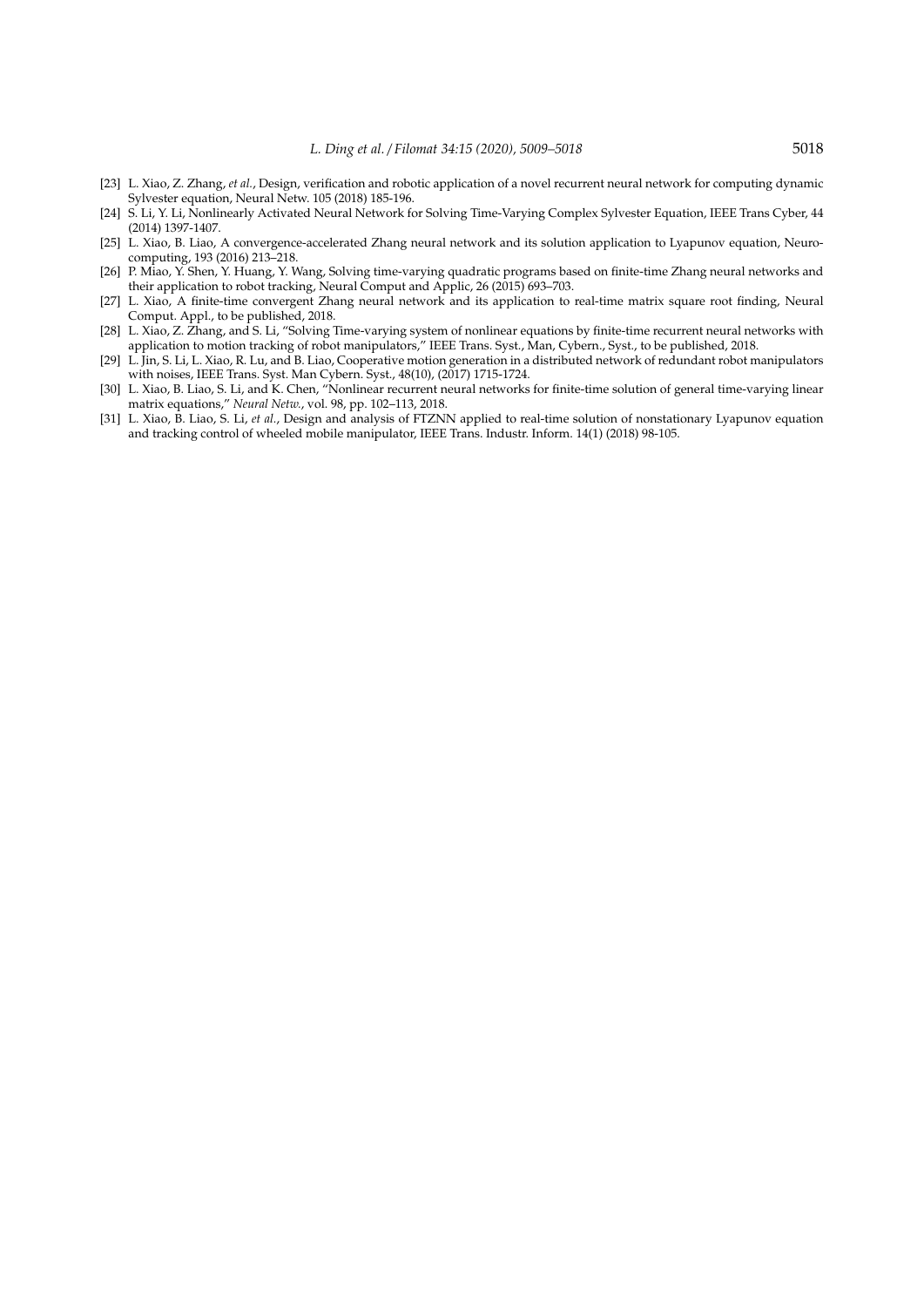[23] L. Xiao, Z. Zhang, *et al.*, Design, verification and robotic application of a novel recurrent neural network for computing dynamic Sylvester equation, Neural Netw. 105 (2018) 185-196.

[24] S. Li, Y. Li, Nonlinearly Activated Neural Network for Solving Time-Varying Complex Sylvester Equation, IEEE Trans Cyber, 44 (2014) 1397-1407.

[25] L. Xiao, B. Liao, A convergence-accelerated Zhang neural network and its solution application to Lyapunov equation, Neurocomputing, 193 (2016) 213–218.

[26] P. Miao, Y. Shen, Y. Huang, Y. Wang, Solving time-varying quadratic programs based on finite-time Zhang neural networks and their application to robot tracking, Neural Comput and Applic, 26 (2015) 693–703.

[27] L. Xiao, A finite-time convergent Zhang neural network and its application to real-time matrix square root finding, Neural Comput. Appl., to be published, 2018.

[28] L. Xiao, Z. Zhang, and S. Li, "Solving Time-varying system of nonlinear equations by finite-time recurrent neural networks with application to motion tracking of robot manipulators," IEEE Trans. Syst., Man, Cybern., Syst., to be published, 2018.

[29] L. Jin, S. Li, L. Xiao, R. Lu, and B. Liao, Cooperative motion generation in a distributed network of redundant robot manipulators with noises, IEEE Trans. Syst. Man Cybern. Syst., 48(10), (2017) 1715-1724.

[30] L. Xiao, B. Liao, S. Li, and K. Chen, "Nonlinear recurrent neural networks for finite-time solution of general time-varying linear matrix equations," *Neural Netw.*, vol. 98, pp. 102–113, 2018.

[31] L. Xiao, B. Liao, S. Li, *et al.*, Design and analysis of FTZNN applied to real-time solution of nonstationary Lyapunov equation and tracking control of wheeled mobile manipulator, IEEE Trans. Industr. Inform. 14(1) (2018) 98-105.